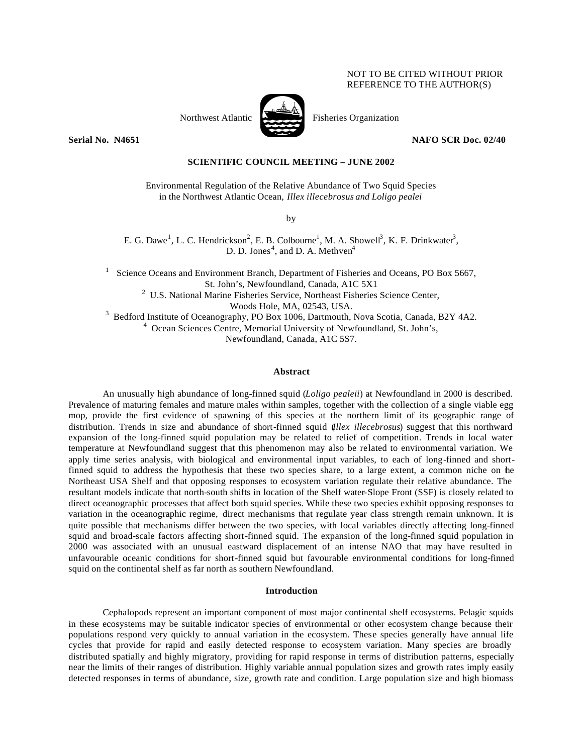NOT TO BE CITED WITHOUT PRIOR REFERENCE TO THE AUTHOR(S)

Northwest Atlantic Fisheries Organization

**Serial No. N4651** **NAFO SCR Doc. 02/40**

**SCIENTIFIC COUNCIL MEETING – JUNE 2002**

Environmental Regulation of the Relative Abundance of Two Squid Species in the Northwest Atlantic Ocean, *Illex illecebrosus and Loligo pealei*

by

E. G. Dawe[1], L. C. Hendrickson[2], E. B. Colbourne[1], M. A. Showell[3], K. F. Drinkwater[3], D. D. Jones[4], and D. A. Methven[4]

[1] Science Oceans and Environment Branch, Department of Fisheries and Oceans, PO Box 5667, St. John's, Newfoundland, Canada, A1C 5X1
[2] U.S. National Marine Fisheries Service, Northeast Fisheries Science Center, Woods Hole, MA, 02543, USA.
[3] Bedford Institute of Oceanography, PO Box 1006, Dartmouth, Nova Scotia, Canada, B2Y 4A2.
[4] Ocean Sciences Centre, Memorial University of Newfoundland, St. John's, Newfoundland, Canada, A1C 5S7.

## Abstract

An unusually high abundance of long-finned squid (*Loligo pealeii*) at Newfoundland in 2000 is described. Prevalence of maturing females and mature males within samples, together with the collection of a single viable egg mop, provide the first evidence of spawning of this species at the northern limit of its geographic range of distribution. Trends in size and abundance of short-finned squid (*Illex illecebrosus*) suggest that this northward expansion of the long-finned squid population may be related to relief of competition. Trends in local water temperature at Newfoundland suggest that this phenomenon may also be related to environmental variation. We apply time series analysis, with biological and environmental input variables, to each of long-finned and short-finned squid to address the hypothesis that these two species share, to a large extent, a common niche on the Northeast USA Shelf and that opposing responses to ecosystem variation regulate their relative abundance. The resultant models indicate that north-south shifts in location of the Shelf water-Slope Front (SSF) is closely related to direct oceanographic processes that affect both squid species. While these two species exhibit opposing responses to variation in the oceanographic regime, direct mechanisms that regulate year class strength remain unknown. It is quite possible that mechanisms differ between the two species, with local variables directly affecting long-finned squid and broad-scale factors affecting short-finned squid. The expansion of the long-finned squid population in 2000 was associated with an unusual eastward displacement of an intense NAO that may have resulted in unfavourable oceanic conditions for short-finned squid but favourable environmental conditions for long-finned squid on the continental shelf as far north as southern Newfoundland.

## Introduction

Cephalopods represent an important component of most major continental shelf ecosystems. Pelagic squids in these ecosystems may be suitable indicator species of environmental or other ecosystem change because their populations respond very quickly to annual variation in the ecosystem. These species generally have annual life cycles that provide for rapid and easily detected response to ecosystem variation. Many species are broadly distributed spatially and highly migratory, providing for rapid response in terms of distribution patterns, especially near the limits of their ranges of distribution. Highly variable annual population sizes and growth rates imply easily detected responses in terms of abundance, size, growth rate and condition. Large population size and high biomass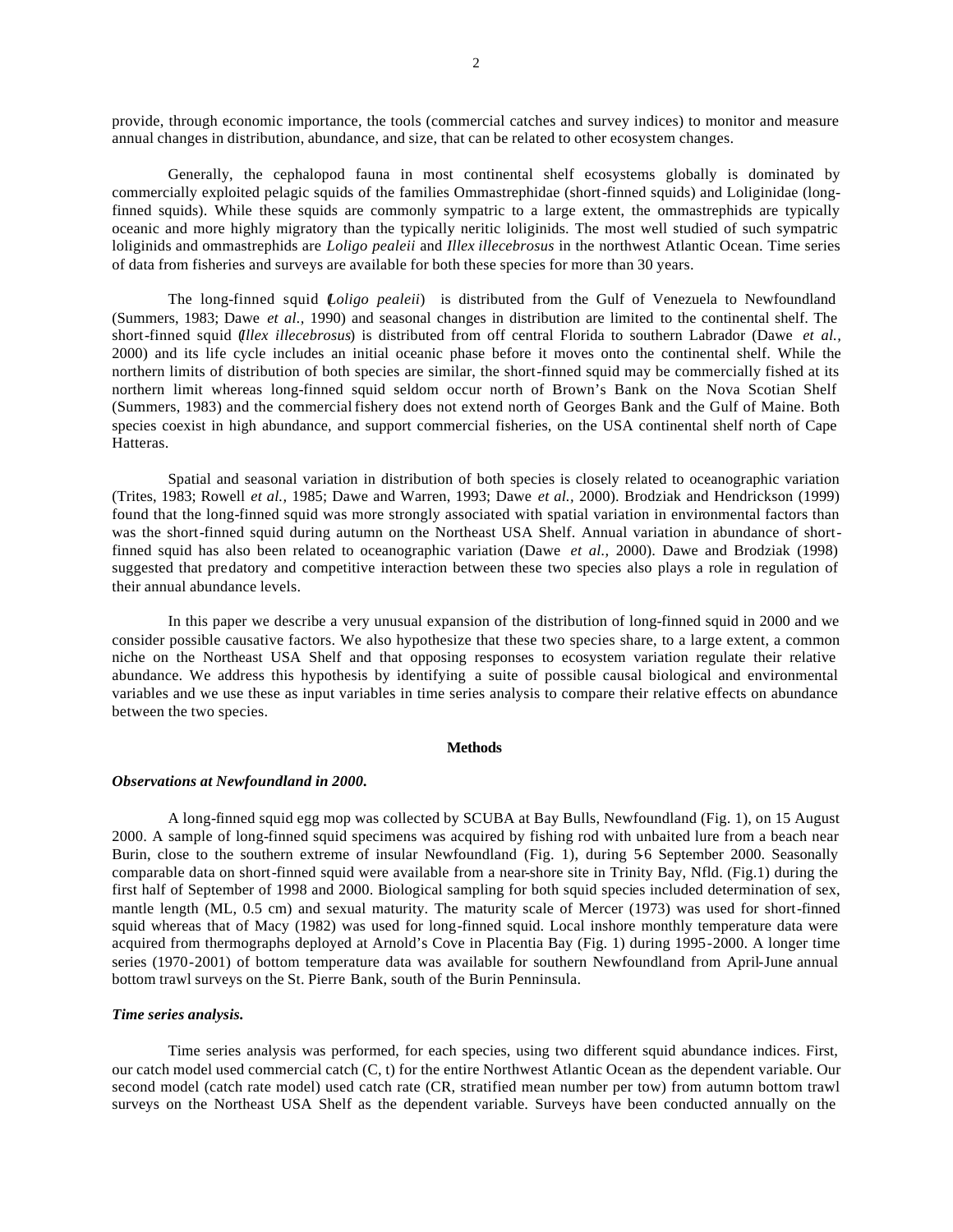provide, through economic importance, the tools (commercial catches and survey indices) to monitor and measure annual changes in distribution, abundance, and size, that can be related to other ecosystem changes.

Generally, the cephalopod fauna in most continental shelf ecosystems globally is dominated by commercially exploited pelagic squids of the families Ommastrephidae (short-finned squids) and Loliginidae (long-finned squids). While these squids are commonly sympatric to a large extent, the ommastrephids are typically oceanic and more highly migratory than the typically neritic loliginids. The most well studied of such sympatric loliginids and ommastrephids are *Loligo pealeii* and *Illex illecebrosus* in the northwest Atlantic Ocean. Time series of data from fisheries and surveys are available for both these species for more than 30 years.

The long-finned squid (*Loligo pealeii*) is distributed from the Gulf of Venezuela to Newfoundland (Summers, 1983; Dawe *et al.,* 1990) and seasonal changes in distribution are limited to the continental shelf. The short-finned squid (*Illex illecebrosus*) is distributed from off central Florida to southern Labrador (Dawe *et al.,* 2000) and its life cycle includes an initial oceanic phase before it moves onto the continental shelf. While the northern limits of distribution of both species are similar, the short-finned squid may be commercially fished at its northern limit whereas long-finned squid seldom occur north of Brown's Bank on the Nova Scotian Shelf (Summers, 1983) and the commercial fishery does not extend north of Georges Bank and the Gulf of Maine. Both species coexist in high abundance, and support commercial fisheries, on the USA continental shelf north of Cape Hatteras.

Spatial and seasonal variation in distribution of both species is closely related to oceanographic variation (Trites, 1983; Rowell *et al.,* 1985; Dawe and Warren, 1993; Dawe *et al.,* 2000). Brodziak and Hendrickson (1999) found that the long-finned squid was more strongly associated with spatial variation in environmental factors than was the short-finned squid during autumn on the Northeast USA Shelf. Annual variation in abundance of short-finned squid has also been related to oceanographic variation (Dawe *et al.,* 2000). Dawe and Brodziak (1998) suggested that predatory and competitive interaction between these two species also plays a role in regulation of their annual abundance levels.

In this paper we describe a very unusual expansion of the distribution of long-finned squid in 2000 and we consider possible causative factors. We also hypothesize that these two species share, to a large extent, a common niche on the Northeast USA Shelf and that opposing responses to ecosystem variation regulate their relative abundance. We address this hypothesis by identifying a suite of possible causal biological and environmental variables and we use these as input variables in time series analysis to compare their relative effects on abundance between the two species.

## Methods

### *Observations at Newfoundland in 2000.*

A long-finned squid egg mop was collected by SCUBA at Bay Bulls, Newfoundland (Fig. 1), on 15 August 2000. A sample of long-finned squid specimens was acquired by fishing rod with unbaited lure from a beach near Burin, close to the southern extreme of insular Newfoundland (Fig. 1), during 5-6 September 2000. Seasonally comparable data on short-finned squid were available from a near-shore site in Trinity Bay, Nfld. (Fig.1) during the first half of September of 1998 and 2000. Biological sampling for both squid species included determination of sex, mantle length (ML, 0.5 cm) and sexual maturity. The maturity scale of Mercer (1973) was used for short-finned squid whereas that of Macy (1982) was used for long-finned squid. Local inshore monthly temperature data were acquired from thermographs deployed at Arnold's Cove in Placentia Bay (Fig. 1) during 1995-2000. A longer time series (1970-2001) of bottom temperature data was available for southern Newfoundland from April-June annual bottom trawl surveys on the St. Pierre Bank, south of the Burin Penninsula.

### *Time series analysis.*

Time series analysis was performed, for each species, using two different squid abundance indices. First, our catch model used commercial catch (C, t) for the entire Northwest Atlantic Ocean as the dependent variable. Our second model (catch rate model) used catch rate (CR, stratified mean number per tow) from autumn bottom trawl surveys on the Northeast USA Shelf as the dependent variable. Surveys have been conducted annually on the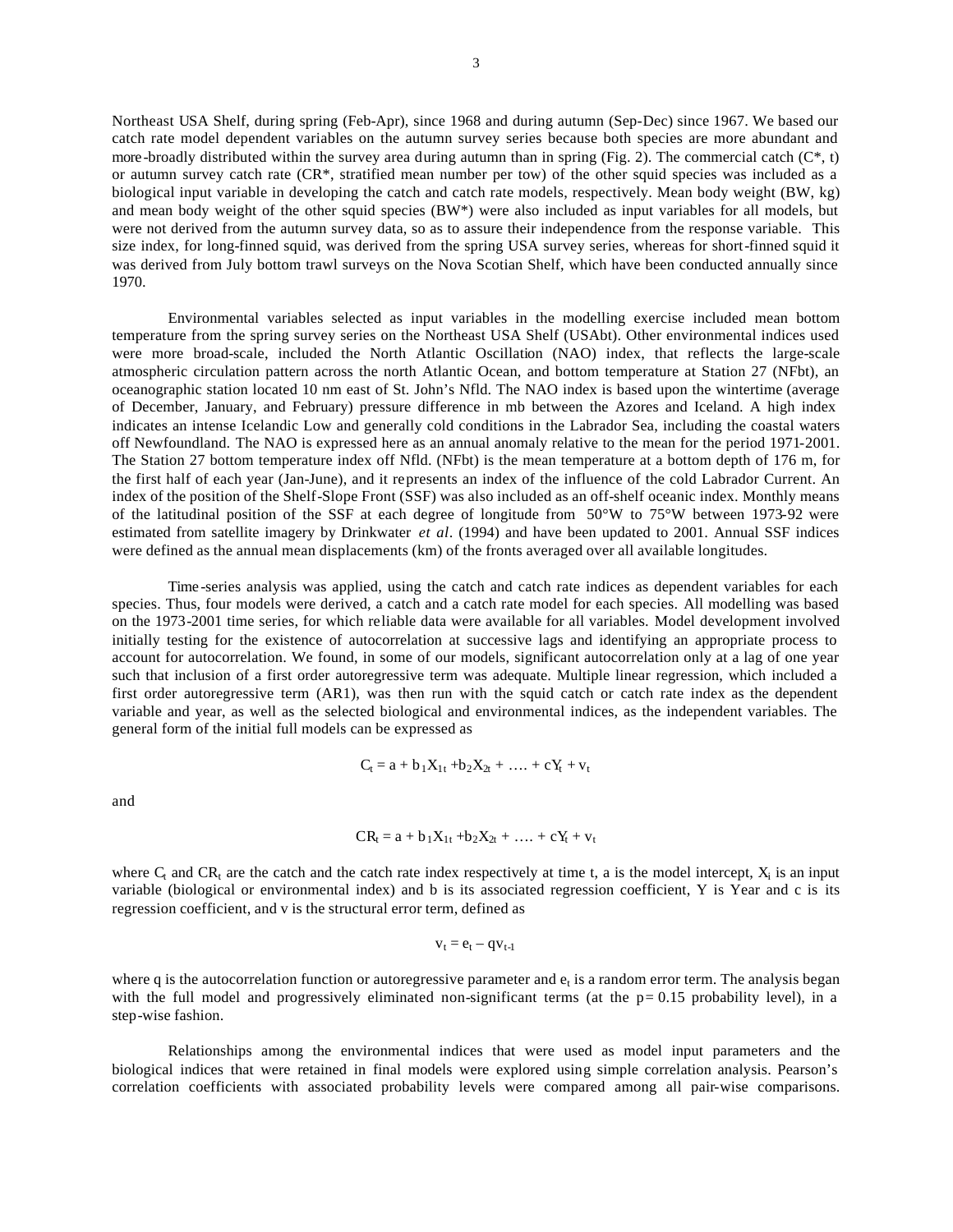Northeast USA Shelf, during spring (Feb-Apr), since 1968 and during autumn (Sep-Dec) since 1967. We based our catch rate model dependent variables on the autumn survey series because both species are more abundant and more-broadly distributed within the survey area during autumn than in spring (Fig. 2). The commercial catch ($C^*$, t) or autumn survey catch rate ($CR^*$, stratified mean number per tow) of the other squid species was included as a biological input variable in developing the catch and catch rate models, respectively. Mean body weight (BW, kg) and mean body weight of the other squid species ($BW^*$) were also included as input variables for all models, but were not derived from the autumn survey data, so as to assure their independence from the response variable. This size index, for long-finned squid, was derived from the spring USA survey series, whereas for short-finned squid it was derived from July bottom trawl surveys on the Nova Scotian Shelf, which have been conducted annually since 1970.

Environmental variables selected as input variables in the modelling exercise included mean bottom temperature from the spring survey series on the Northeast USA Shelf (USAbt). Other environmental indices used were more broad-scale, included the North Atlantic Oscillation (NAO) index, that reflects the large-scale atmospheric circulation pattern across the north Atlantic Ocean, and bottom temperature at Station 27 (NFbt), an oceanographic station located 10 nm east of St. John's Nfld. The NAO index is based upon the wintertime (average of December, January, and February) pressure difference in mb between the Azores and Iceland. A high index indicates an intense Icelandic Low and generally cold conditions in the Labrador Sea, including the coastal waters off Newfoundland. The NAO is expressed here as an annual anomaly relative to the mean for the period 1971-2001. The Station 27 bottom temperature index off Nfld. (NFbt) is the mean temperature at a bottom depth of 176 m, for the first half of each year (Jan-June), and it represents an index of the influence of the cold Labrador Current. An index of the position of the Shelf-Slope Front (SSF) was also included as an off-shelf oceanic index. Monthly means of the latitudinal position of the SSF at each degree of longitude from 50°W to 75°W between 1973-92 were estimated from satellite imagery by Drinkwater *et al*. (1994) and have been updated to 2001. Annual SSF indices were defined as the annual mean displacements (km) of the fronts averaged over all available longitudes.

Time-series analysis was applied, using the catch and catch rate indices as dependent variables for each species. Thus, four models were derived, a catch and a catch rate model for each species. All modelling was based on the 1973-2001 time series, for which reliable data were available for all variables. Model development involved initially testing for the existence of autocorrelation at successive lags and identifying an appropriate process to account for autocorrelation. We found, in some of our models, significant autocorrelation only at a lag of one year such that inclusion of a first order autoregressive term was adequate. Multiple linear regression, which included a first order autoregressive term (AR1), was then run with the squid catch or catch rate index as the dependent variable and year, as well as the selected biological and environmental indices, as the independent variables. The general form of the initial full models can be expressed as

$$C_t = a + b_1X_{1t} + b_2X_{2t} + \ldots + cY_t + v_t$$

and

$$CR_t = a + b_1X_{1t} + b_2X_{2t} + \ldots + cY_t + v_t$$

where $C_t$ and $CR_t$ are the catch and the catch rate index respectively at time t, a is the model intercept, $X_i$ is an input variable (biological or environmental index) and b is its associated regression coefficient, Y is Year and c is its regression coefficient, and v is the structural error term, defined as

$$v_t = e_t - qv_{t-1}$$

where q is the autocorrelation function or autoregressive parameter and $e_t$ is a random error term. The analysis began with the full model and progressively eliminated non-significant terms (at the $p = 0.15$ probability level), in a step-wise fashion.

Relationships among the environmental indices that were used as model input parameters and the biological indices that were retained in final models were explored using simple correlation analysis. Pearson's correlation coefficients with associated probability levels were compared among all pair-wise comparisons.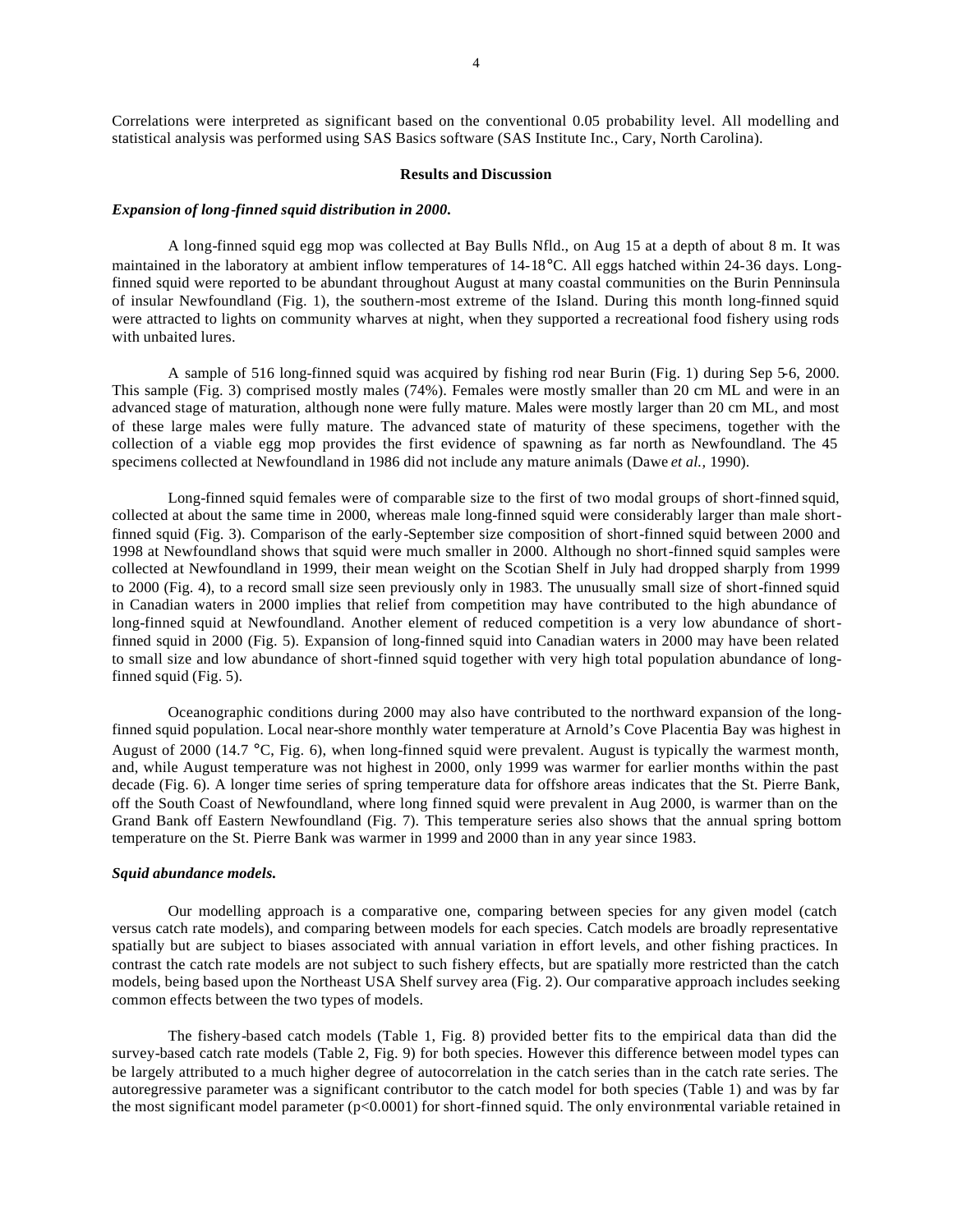Correlations were interpreted as significant based on the conventional 0.05 probability level. All modelling and statistical analysis was performed using SAS Basics software (SAS Institute Inc., Cary, North Carolina).

## Results and Discussion

### *Expansion of long-finned squid distribution in 2000.*

A long-finned squid egg mop was collected at Bay Bulls Nfld., on Aug 15 at a depth of about 8 m. It was maintained in the laboratory at ambient inflow temperatures of 14-18°C. All eggs hatched within 24-36 days. Long-finned squid were reported to be abundant throughout August at many coastal communities on the Burin Penninsula of insular Newfoundland (Fig. 1), the southern-most extreme of the Island. During this month long-finned squid were attracted to lights on community wharves at night, when they supported a recreational food fishery using rods with unbaited lures.

A sample of 516 long-finned squid was acquired by fishing rod near Burin (Fig. 1) during Sep 5-6, 2000. This sample (Fig. 3) comprised mostly males (74%). Females were mostly smaller than 20 cm ML and were in an advanced stage of maturation, although none were fully mature. Males were mostly larger than 20 cm ML, and most of these large males were fully mature. The advanced state of maturity of these specimens, together with the collection of a viable egg mop provides the first evidence of spawning as far north as Newfoundland. The 45 specimens collected at Newfoundland in 1986 did not include any mature animals (Dawe *et al.,* 1990).

Long-finned squid females were of comparable size to the first of two modal groups of short-finned squid, collected at about the same time in 2000, whereas male long-finned squid were considerably larger than male short-finned squid (Fig. 3). Comparison of the early-September size composition of short-finned squid between 2000 and 1998 at Newfoundland shows that squid were much smaller in 2000. Although no short-finned squid samples were collected at Newfoundland in 1999, their mean weight on the Scotian Shelf in July had dropped sharply from 1999 to 2000 (Fig. 4), to a record small size seen previously only in 1983. The unusually small size of short-finned squid in Canadian waters in 2000 implies that relief from competition may have contributed to the high abundance of long-finned squid at Newfoundland. Another element of reduced competition is a very low abundance of short-finned squid in 2000 (Fig. 5). Expansion of long-finned squid into Canadian waters in 2000 may have been related to small size and low abundance of short-finned squid together with very high total population abundance of long-finned squid (Fig. 5).

Oceanographic conditions during 2000 may also have contributed to the northward expansion of the long-finned squid population. Local near-shore monthly water temperature at Arnold's Cove Placentia Bay was highest in August of 2000 (14.7 °C, Fig. 6), when long-finned squid were prevalent. August is typically the warmest month, and, while August temperature was not highest in 2000, only 1999 was warmer for earlier months within the past decade (Fig. 6). A longer time series of spring temperature data for offshore areas indicates that the St. Pierre Bank, off the South Coast of Newfoundland, where long finned squid were prevalent in Aug 2000, is warmer than on the Grand Bank off Eastern Newfoundland (Fig. 7). This temperature series also shows that the annual spring bottom temperature on the St. Pierre Bank was warmer in 1999 and 2000 than in any year since 1983.

### *Squid abundance models.*

Our modelling approach is a comparative one, comparing between species for any given model (catch versus catch rate models), and comparing between models for each species. Catch models are broadly representative spatially but are subject to biases associated with annual variation in effort levels, and other fishing practices. In contrast the catch rate models are not subject to such fishery effects, but are spatially more restricted than the catch models, being based upon the Northeast USA Shelf survey area (Fig. 2). Our comparative approach includes seeking common effects between the two types of models.

The fishery-based catch models (Table 1, Fig. 8) provided better fits to the empirical data than did the survey-based catch rate models (Table 2, Fig. 9) for both species. However this difference between model types can be largely attributed to a much higher degree of autocorrelation in the catch series than in the catch rate series. The autoregressive parameter was a significant contributor to the catch model for both species (Table 1) and was by far the most significant model parameter ($p<0.0001$) for short-finned squid. The only environmental variable retained in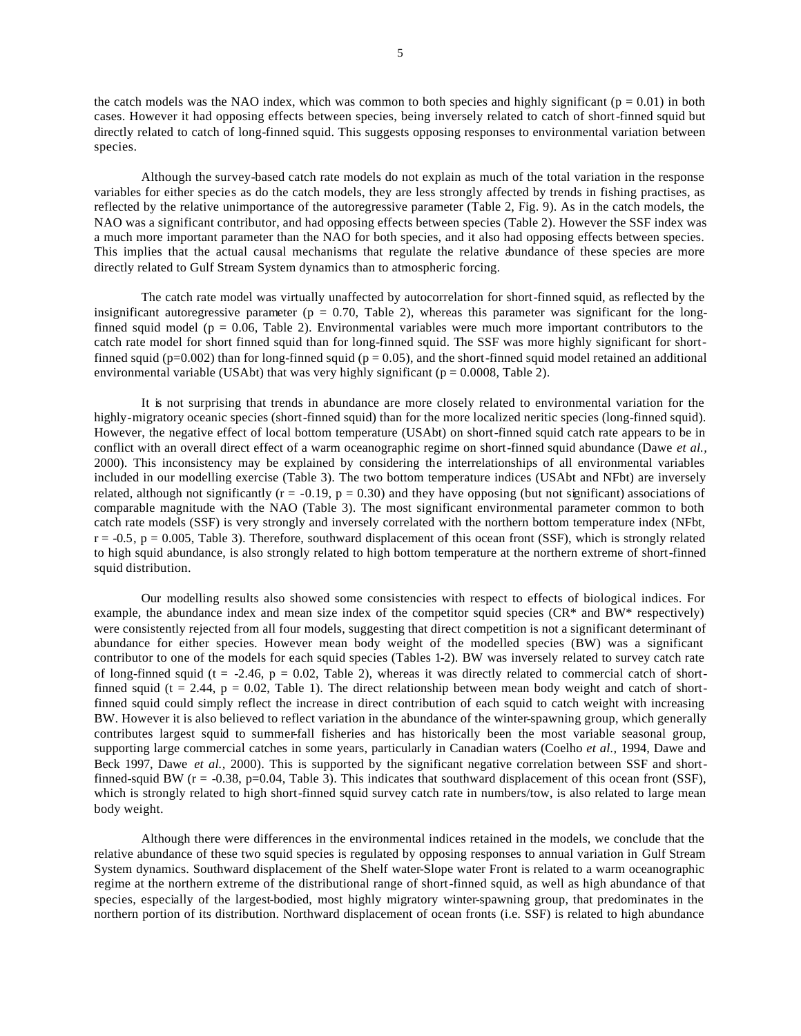the catch models was the NAO index, which was common to both species and highly significant ($p = 0.01$) in both cases. However it had opposing effects between species, being inversely related to catch of short-finned squid but directly related to catch of long-finned squid. This suggests opposing responses to environmental variation between species.

Although the survey-based catch rate models do not explain as much of the total variation in the response variables for either species as do the catch models, they are less strongly affected by trends in fishing practises, as reflected by the relative unimportance of the autoregressive parameter (Table 2, Fig. 9). As in the catch models, the NAO was a significant contributor, and had opposing effects between species (Table 2). However the SSF index was a much more important parameter than the NAO for both species, and it also had opposing effects between species. This implies that the actual causal mechanisms that regulate the relative abundance of these species are more directly related to Gulf Stream System dynamics than to atmospheric forcing.

The catch rate model was virtually unaffected by autocorrelation for short-finned squid, as reflected by the insignificant autoregressive parameter ($p = 0.70$, Table 2), whereas this parameter was significant for the long-finned squid model ($p = 0.06$, Table 2). Environmental variables were much more important contributors to the catch rate model for short finned squid than for long-finned squid. The SSF was more highly significant for short-finned squid ($p=0.002$) than for long-finned squid ($p = 0.05$), and the short-finned squid model retained an additional environmental variable (USAbt) that was very highly significant ($p = 0.0008$, Table 2).

It is not surprising that trends in abundance are more closely related to environmental variation for the highly-migratory oceanic species (short-finned squid) than for the more localized neritic species (long-finned squid). However, the negative effect of local bottom temperature (USAbt) on short-finned squid catch rate appears to be in conflict with an overall direct effect of a warm oceanographic regime on short-finned squid abundance (Dawe *et al.*, 2000). This inconsistency may be explained by considering the interrelationships of all environmental variables included in our modelling exercise (Table 3). The two bottom temperature indices (USAbt and NFbt) are inversely related, although not significantly ($r = -0.19$, $p = 0.30$) and they have opposing (but not significant) associations of comparable magnitude with the NAO (Table 3). The most significant environmental parameter common to both catch rate models (SSF) is very strongly and inversely correlated with the northern bottom temperature index (NFbt, $r = -0.5$, $p = 0.005$, Table 3). Therefore, southward displacement of this ocean front (SSF), which is strongly related to high squid abundance, is also strongly related to high bottom temperature at the northern extreme of short-finned squid distribution.

Our modelling results also showed some consistencies with respect to effects of biological indices. For example, the abundance index and mean size index of the competitor squid species (CR* and BW* respectively) were consistently rejected from all four models, suggesting that direct competition is not a significant determinant of abundance for either species. However mean body weight of the modelled species (BW) was a significant contributor to one of the models for each squid species (Tables 1-2). BW was inversely related to survey catch rate of long-finned squid ($t = -2.46$, $p = 0.02$, Table 2), whereas it was directly related to commercial catch of short-finned squid ($t = 2.44$, $p = 0.02$, Table 1). The direct relationship between mean body weight and catch of short-finned squid could simply reflect the increase in direct contribution of each squid to catch weight with increasing BW. However it is also believed to reflect variation in the abundance of the winter-spawning group, which generally contributes largest squid to summer-fall fisheries and has historically been the most variable seasonal group, supporting large commercial catches in some years, particularly in Canadian waters (Coelho *et al.*, 1994, Dawe and Beck 1997, Dawe *et al.*, 2000). This is supported by the significant negative correlation between SSF and short-finned-squid BW ($r = -0.38$, $p=0.04$, Table 3). This indicates that southward displacement of this ocean front (SSF), which is strongly related to high short-finned squid survey catch rate in numbers/tow, is also related to large mean body weight.

Although there were differences in the environmental indices retained in the models, we conclude that the relative abundance of these two squid species is regulated by opposing responses to annual variation in Gulf Stream System dynamics. Southward displacement of the Shelf water-Slope water Front is related to a warm oceanographic regime at the northern extreme of the distributional range of short-finned squid, as well as high abundance of that species, especially of the largest-bodied, most highly migratory winter-spawning group, that predominates in the northern portion of its distribution. Northward displacement of ocean fronts (i.e. SSF) is related to high abundance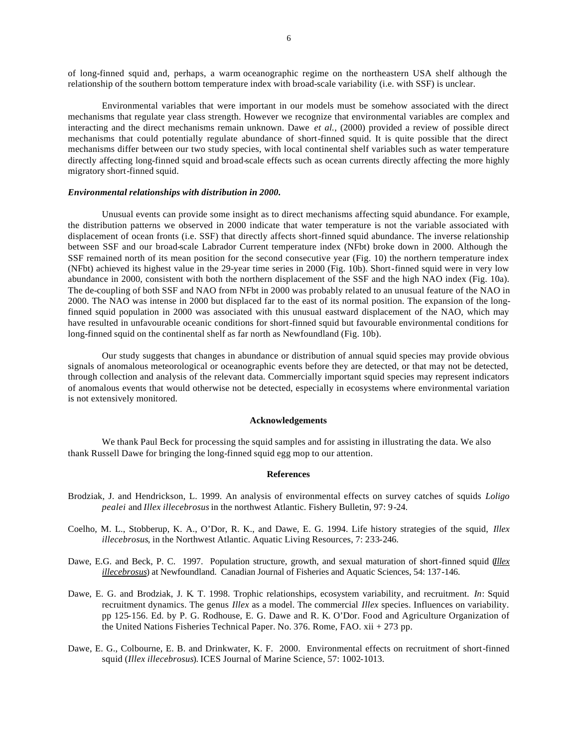of long-finned squid and, perhaps, a warm oceanographic regime on the northeastern USA shelf although the relationship of the southern bottom temperature index with broad-scale variability (i.e. with SSF) is unclear.

Environmental variables that were important in our models must be somehow associated with the direct mechanisms that regulate year class strength. However we recognize that environmental variables are complex and interacting and the direct mechanisms remain unknown. Dawe *et al.*, (2000) provided a review of possible direct mechanisms that could potentially regulate abundance of short-finned squid. It is quite possible that the direct mechanisms differ between our two study species, with local continental shelf variables such as water temperature directly affecting long-finned squid and broad-scale effects such as ocean currents directly affecting the more highly migratory short-finned squid.

### *Environmental relationships with distribution in 2000.*

Unusual events can provide some insight as to direct mechanisms affecting squid abundance. For example, the distribution patterns we observed in 2000 indicate that water temperature is not the variable associated with displacement of ocean fronts (i.e. SSF) that directly affects short-finned squid abundance. The inverse relationship between SSF and our broad-scale Labrador Current temperature index (NFbt) broke down in 2000. Although the SSF remained north of its mean position for the second consecutive year (Fig. 10) the northern temperature index (NFbt) achieved its highest value in the 29-year time series in 2000 (Fig. 10b). Short-finned squid were in very low abundance in 2000, consistent with both the northern displacement of the SSF and the high NAO index (Fig. 10a). The de-coupling of both SSF and NAO from NFbt in 2000 was probably related to an unusual feature of the NAO in 2000. The NAO was intense in 2000 but displaced far to the east of its normal position. The expansion of the long-finned squid population in 2000 was associated with this unusual eastward displacement of the NAO, which may have resulted in unfavourable oceanic conditions for short-finned squid but favourable environmental conditions for long-finned squid on the continental shelf as far north as Newfoundland (Fig. 10b).

Our study suggests that changes in abundance or distribution of annual squid species may provide obvious signals of anomalous meteorological or oceanographic events before they are detected, or that may not be detected, through collection and analysis of the relevant data. Commercially important squid species may represent indicators of anomalous events that would otherwise not be detected, especially in ecosystems where environmental variation is not extensively monitored.

## Acknowledgements

We thank Paul Beck for processing the squid samples and for assisting in illustrating the data. We also thank Russell Dawe for bringing the long-finned squid egg mop to our attention.

## References

Brodziak, J. and Hendrickson, L. 1999. An analysis of environmental effects on survey catches of squids *Loligo pealei* and *Illex illecebrosus* in the northwest Atlantic. Fishery Bulletin, 97: 9-24.

Coelho, M. L., Stobberup, K. A., O'Dor, R. K., and Dawe, E. G. 1994. Life history strategies of the squid, *Illex illecebrosus*, in the Northwest Atlantic. Aquatic Living Resources, 7: 233-246.

Dawe, E.G. and Beck, P. C. 1997. Population structure, growth, and sexual maturation of short-finned squid (*Illex illecebrosus*) at Newfoundland. Canadian Journal of Fisheries and Aquatic Sciences, 54: 137-146.

Dawe, E. G. and Brodziak, J. K. T. 1998. Trophic relationships, ecosystem variability, and recruitment. *In*: Squid recruitment dynamics. The genus *Illex* as a model. The commercial *Illex* species. Influences on variability. pp 125-156. Ed. by P. G. Rodhouse, E. G. Dawe and R. K. O'Dor. Food and Agriculture Organization of the United Nations Fisheries Technical Paper. No. 376. Rome, FAO. xii + 273 pp.

Dawe, E. G., Colbourne, E. B. and Drinkwater, K. F. 2000. Environmental effects on recruitment of short-finned squid (*Illex illecebrosus*). ICES Journal of Marine Science, 57: 1002-1013.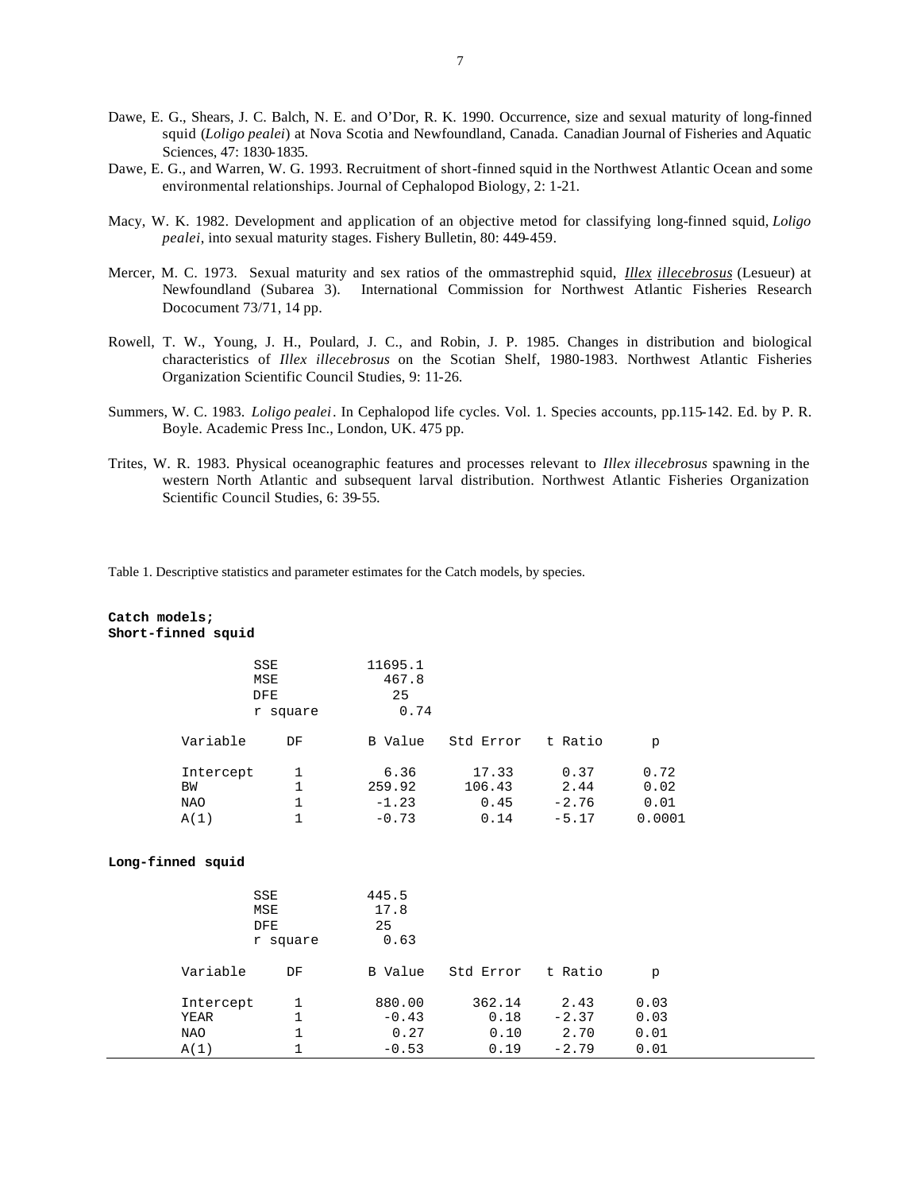Dawe, E. G., Shears, J. C. Balch, N. E. and O'Dor, R. K. 1990. Occurrence, size and sexual maturity of long-finned squid (*Loligo pealei*) at Nova Scotia and Newfoundland, Canada. Canadian Journal of Fisheries and Aquatic Sciences, 47: 1830-1835.

Dawe, E. G., and Warren, W. G. 1993. Recruitment of short-finned squid in the Northwest Atlantic Ocean and some environmental relationships. Journal of Cephalopod Biology, 2: 1-21.

Macy, W. K. 1982. Development and application of an objective metod for classifying long-finned squid, *Loligo pealei*, into sexual maturity stages. Fishery Bulletin, 80: 449-459.

Mercer, M. C. 1973. Sexual maturity and sex ratios of the ommastrephid squid, *Illex illecebrosus* (Lesueur) at Newfoundland (Subarea 3). International Commission for Northwest Atlantic Fisheries Research Dococument 73/71, 14 pp.

Rowell, T. W., Young, J. H., Poulard, J. C., and Robin, J. P. 1985. Changes in distribution and biological characteristics of *Illex illecebrosus* on the Scotian Shelf, 1980-1983. Northwest Atlantic Fisheries Organization Scientific Council Studies, 9: 11-26.

Summers, W. C. 1983. *Loligo pealei*. In Cephalopod life cycles. Vol. 1. Species accounts, pp.115-142. Ed. by P. R. Boyle. Academic Press Inc., London, UK. 475 pp.

Trites, W. R. 1983. Physical oceanographic features and processes relevant to *Illex illecebrosus* spawning in the western North Atlantic and subsequent larval distribution. Northwest Atlantic Fisheries Organization Scientific Council Studies, 6: 39-55.

Table 1. Descriptive statistics and parameter estimates for the Catch models, by species.

**Catch models;**
**Short-finned squid**

| | |
|---|---|
| SSE | 11695.1 |
| MSE | 467.8 |
| DFE | 25 |
| r square | 0.74 |

| Variable | DF | B Value | Std Error | t Ratio | p |
|---|---|---|---|---|---|
| Intercept | 1 | 6.36 | 17.33 | 0.37 | 0.72 |
| BW | 1 | 259.92 | 106.43 | 2.44 | 0.02 |
| NAO | 1 | -1.23 | 0.45 | -2.76 | 0.01 |
| A(1) | 1 | -0.73 | 0.14 | -5.17 | 0.0001 |

**Long-finned squid**

| | |
|---|---|
| SSE | 445.5 |
| MSE | 17.8 |
| DFE | 25 |
| r square | 0.63 |

| Variable | DF | B Value | Std Error | t Ratio | p |
|---|---|---|---|---|---|
| Intercept | 1 | 880.00 | 362.14 | 2.43 | 0.03 |
| YEAR | 1 | -0.43 | 0.18 | -2.37 | 0.03 |
| NAO | 1 | 0.27 | 0.10 | 2.70 | 0.01 |
| A(1) | 1 | -0.53 | 0.19 | -2.79 | 0.01 |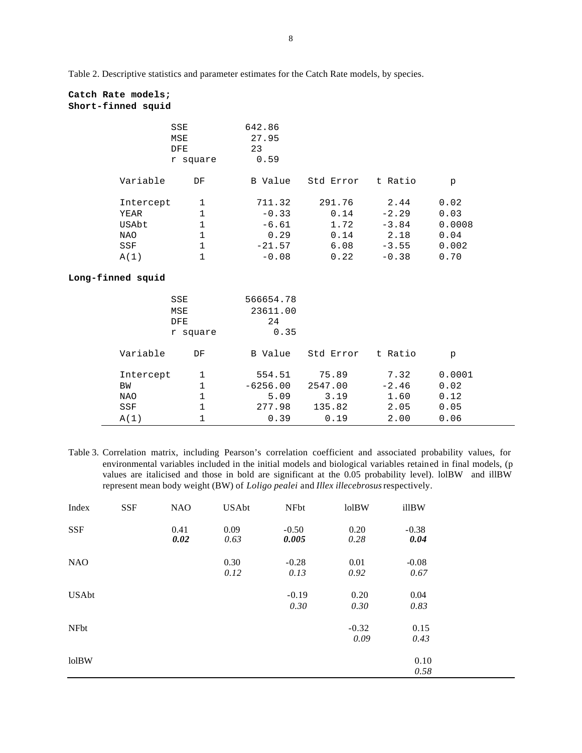Table 2. Descriptive statistics and parameter estimates for the Catch Rate models, by species.

**Catch Rate models;**
**Short-finned squid**

| | |
|---|---|
| SSE | 642.86 |
| MSE | 27.95 |
| DFE | 23 |
| r square | 0.59 |

| Variable | DF | B Value | Std Error | t Ratio | p |
|---|---|---|---|---|---|
| Intercept | 1 | 711.32 | 291.76 | 2.44 | 0.02 |
| YEAR | 1 | -0.33 | 0.14 | -2.29 | 0.03 |
| USAbt | 1 | -6.61 | 1.72 | -3.84 | 0.0008 |
| NAO | 1 | 0.29 | 0.14 | 2.18 | 0.04 |
| SSF | 1 | -21.57 | 6.08 | -3.55 | 0.002 |
| A(1) | 1 | -0.08 | 0.22 | -0.38 | 0.70 |

**Long-finned squid**

| | |
|---|---|
| SSE | 566654.78 |
| MSE | 23611.00 |
| DFE | 24 |
| r square | 0.35 |

| Variable | DF | B Value | Std Error | t Ratio | p |
|---|---|---|---|---|---|
| Intercept | 1 | 554.51 | 75.89 | 7.32 | 0.0001 |
| BW | 1 | -6256.00 | 2547.00 | -2.46 | 0.02 |
| NAO | 1 | 5.09 | 3.19 | 1.60 | 0.12 |
| SSF | 1 | 277.98 | 135.82 | 2.05 | 0.05 |
| A(1) | 1 | 0.39 | 0.19 | 2.00 | 0.06 |

Table 3. Correlation matrix, including Pearson's correlation coefficient and associated probability values, for environmental variables included in the initial models and biological variables retained in final models, (p values are italicised and those in bold are significant at the 0.05 probability level). lolBW and illBW represent mean body weight (BW) of *Loligo pealei* and *Illex illecebrosus* respectively.

| Index | SSF | NAO | USAbt | NFbt | lolBW | illBW |
|---|---|---|---|---|---|---|
| SSF | | 0.41<br>***0.02*** | 0.09<br>*0.63* | -0.50<br>***0.005*** | 0.20<br>*0.28* | -0.38<br>***0.04*** |
| NAO | | | 0.30<br>*0.12* | -0.28<br>*0.13* | 0.01<br>*0.92* | -0.08<br>*0.67* |
| USAbt | | | | -0.19<br>*0.30* | 0.20<br>*0.30* | 0.04<br>*0.83* |
| NFbt | | | | | -0.32<br>*0.09* | 0.15<br>*0.43* |
| lolBW | | | | | | 0.10<br>*0.58* |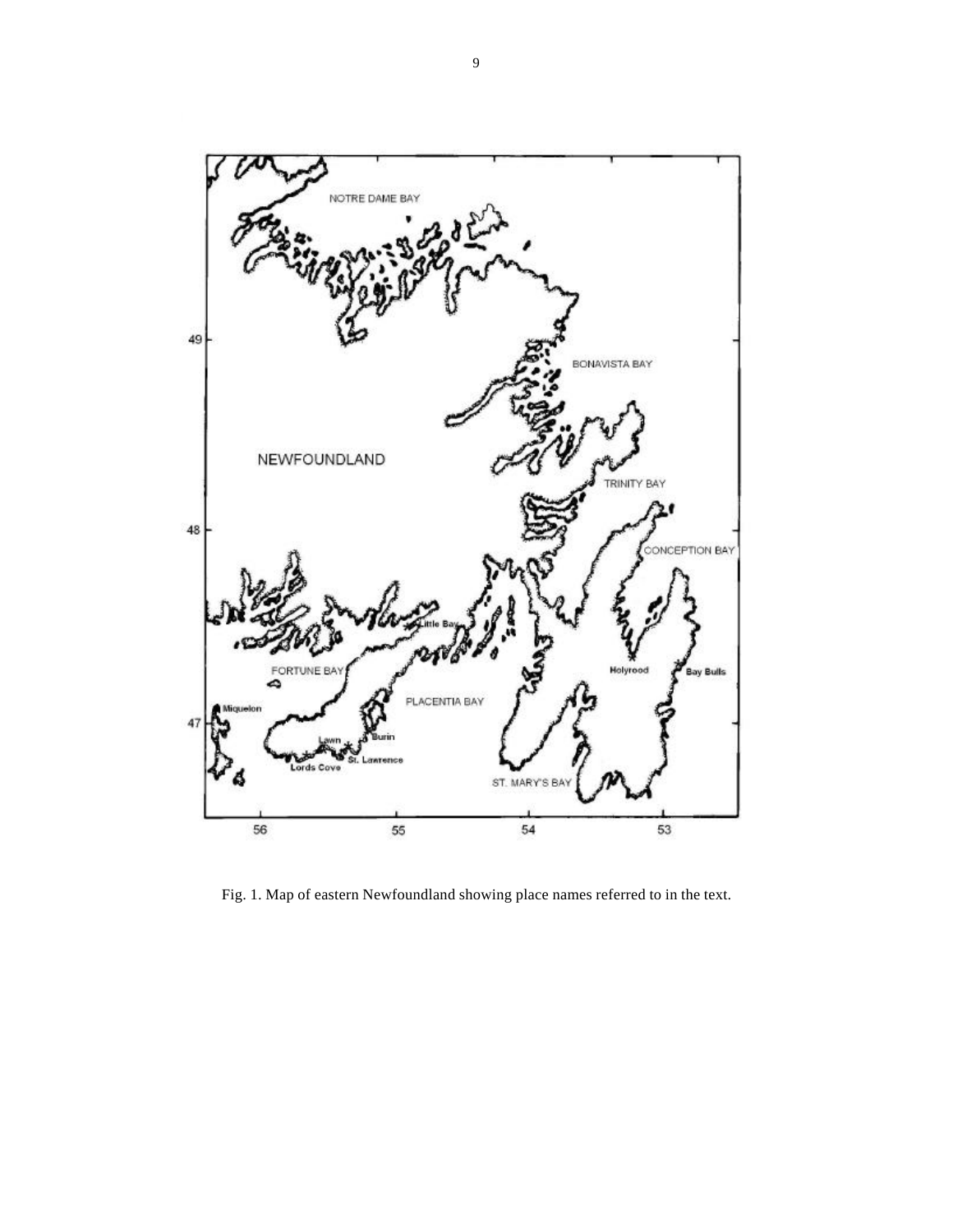Fig. 1. Map of eastern Newfoundland showing place names referred to in the text.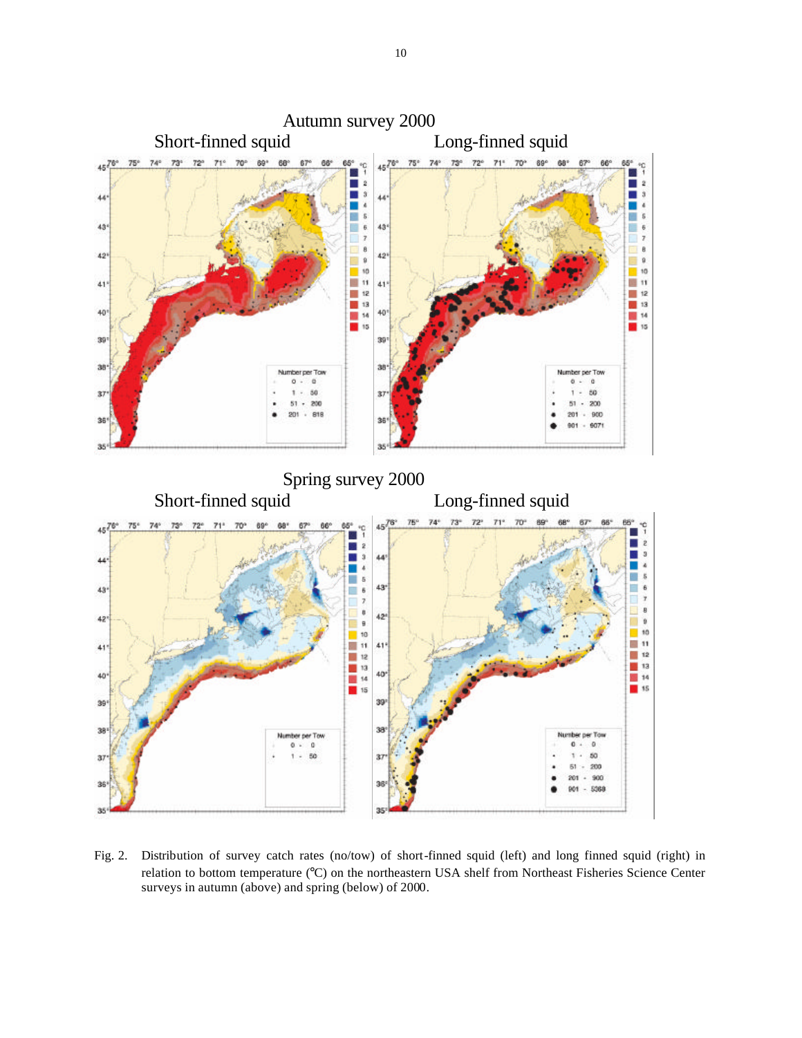Fig. 2. Distribution of survey catch rates (no/tow) of short-finned squid (left) and long finned squid (right) in relation to bottom temperature (°C) on the northeastern USA shelf from Northeast Fisheries Science Center surveys in autumn (above) and spring (below) of 2000.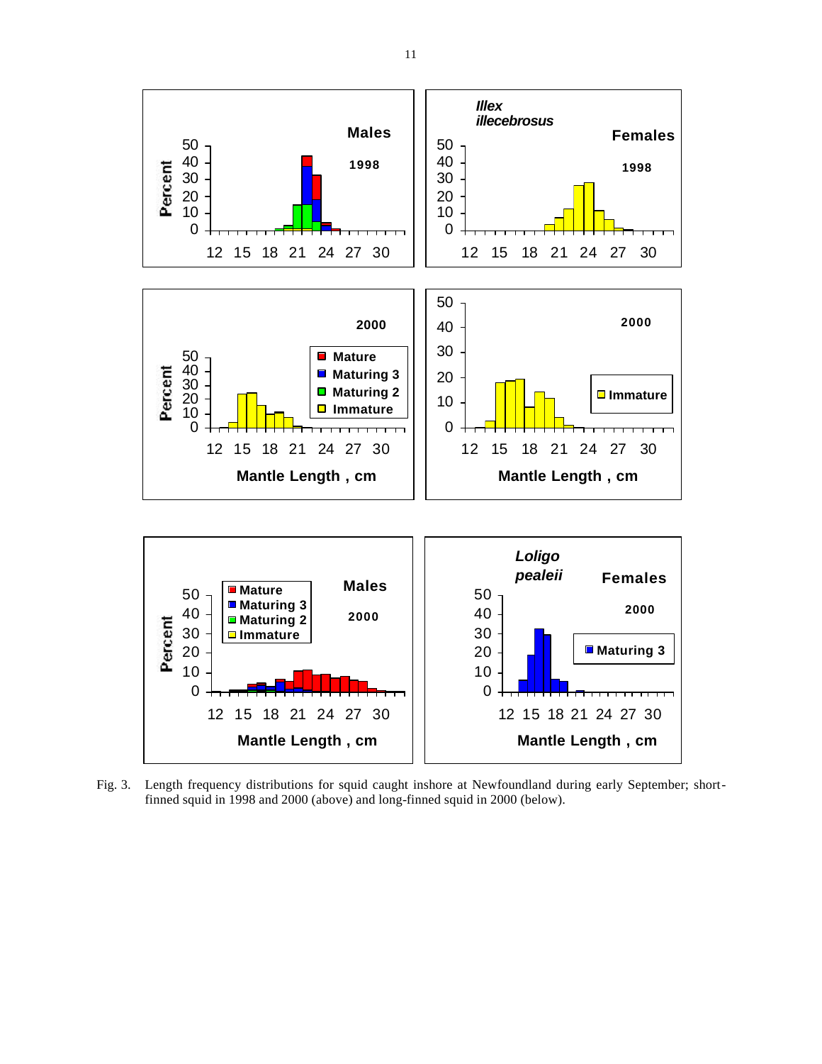Fig. 3. Length frequency distributions for squid caught inshore at Newfoundland during early September; short-finned squid in 1998 and 2000 (above) and long-finned squid in 2000 (below).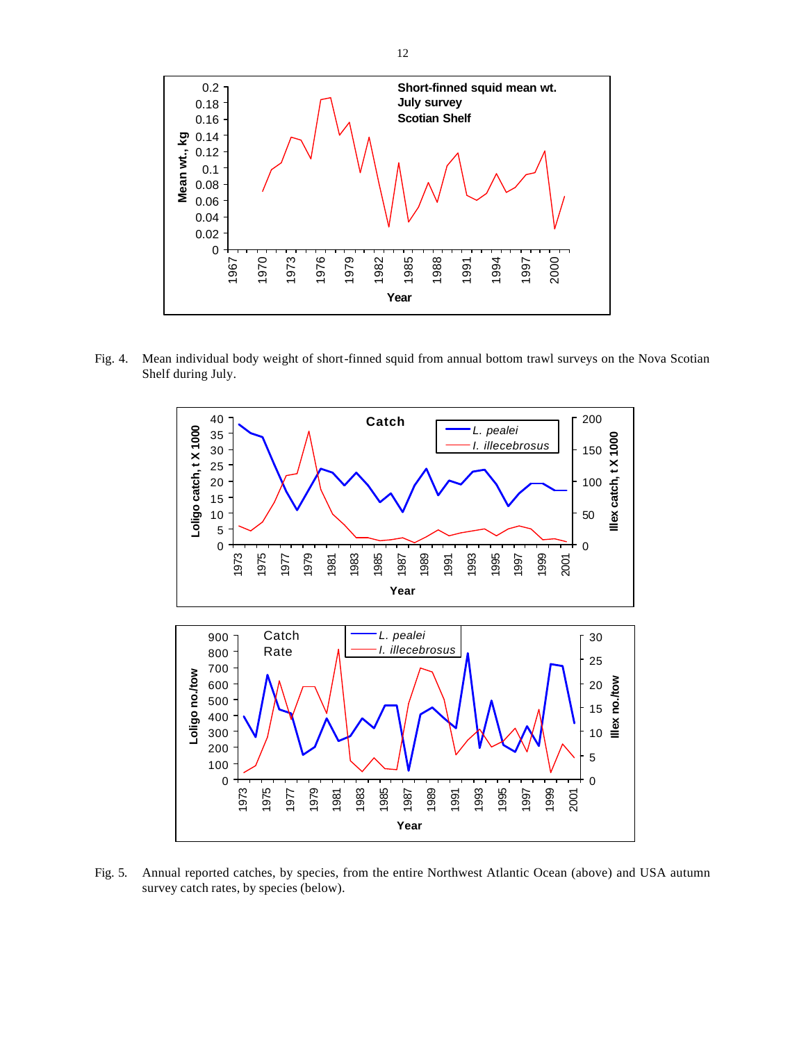Fig. 4. Mean individual body weight of short-finned squid from annual bottom trawl surveys on the Nova Scotian Shelf during July.

Fig. 5. Annual reported catches, by species, from the entire Northwest Atlantic Ocean (above) and USA autumn survey catch rates, by species (below).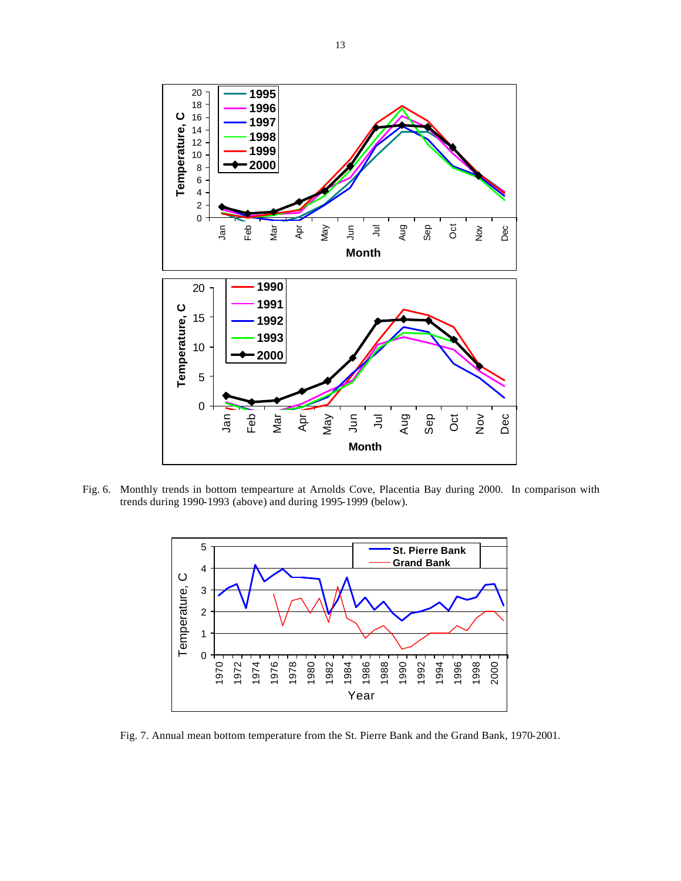Fig. 6. Monthly trends in bottom tempearture at Arnolds Cove, Placentia Bay during 2000. In comparison with trends during 1990-1993 (above) and during 1995-1999 (below).

Fig. 7. Annual mean bottom temperature from the St. Pierre Bank and the Grand Bank, 1970-2001.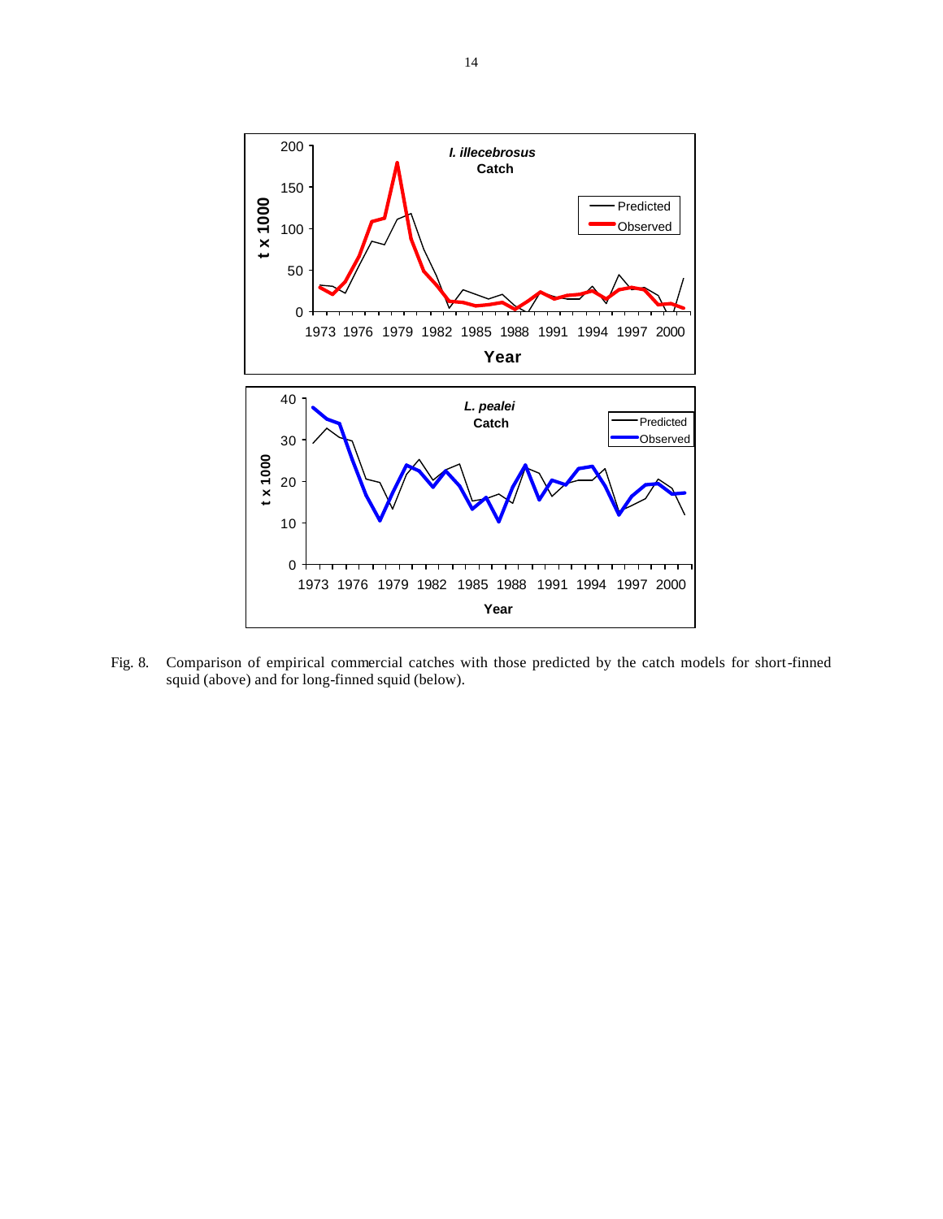Fig. 8. Comparison of empirical commercial catches with those predicted by the catch models for short-finned squid (above) and for long-finned squid (below).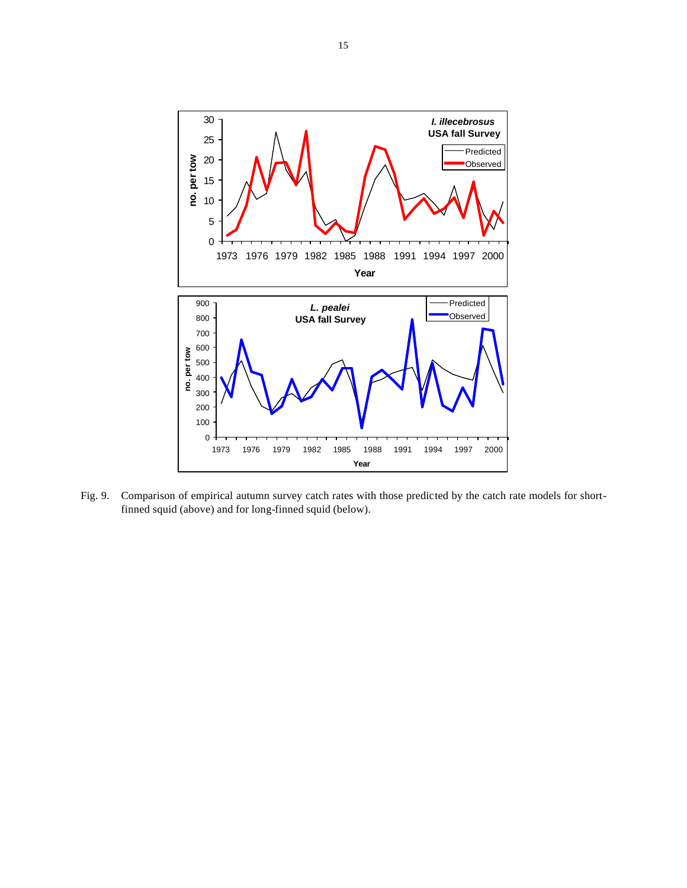Fig. 9. Comparison of empirical autumn survey catch rates with those predicted by the catch rate models for short-finned squid (above) and for long-finned squid (below).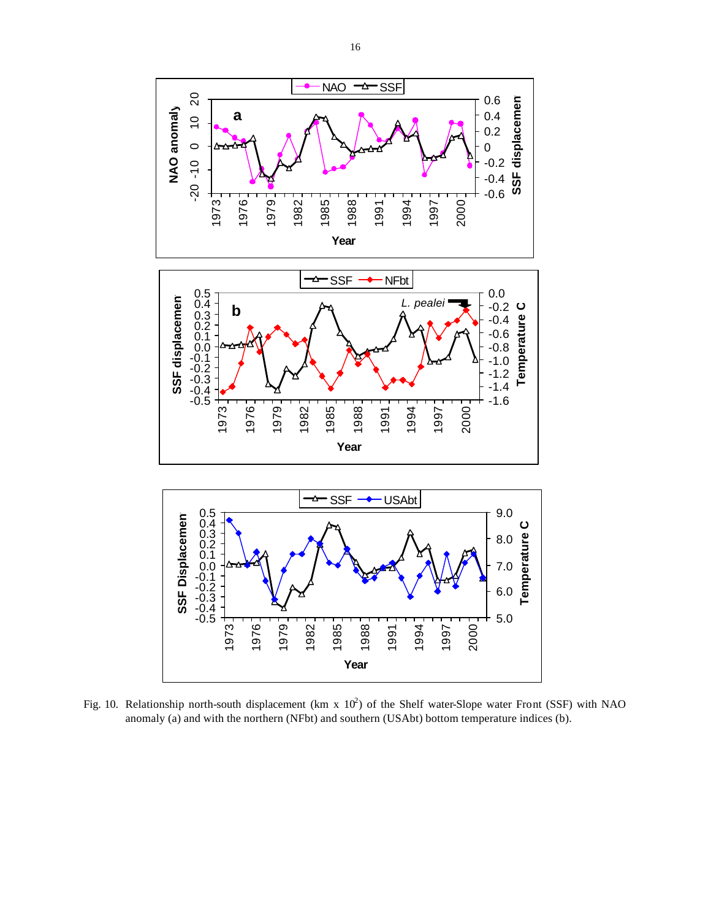NAO SSF

a

NAO anomaly

SSF displacement

20
10
0
-10
-20

0.6
0.4
0.2
0
-0.2
-0.4
-0.6

1973 1976 1979 1982 1985 1988 1991 1994 1997 2000

Year

SSF NFbt

b

*L. pealei*

SSF displacement

Temperature C

0.5
0.4
0.3
0.2
0.1
0.0
-0.1
-0.2
-0.3
-0.4
-0.5

0.0
-0.2
-0.4
-0.6
-0.8
-1.0
-1.2
-1.4
-1.6

1973 1976 1979 1982 1985 1988 1991 1994 1997 2000

Year

SSF USAbt

SSF Displacement

Temperature C

0.5
0.4
0.3
0.2
0.1
0.0
-0.1
-0.2
-0.3
-0.4
-0.5

9.0
8.0
7.0
6.0
5.0

1973 1976 1979 1982 1985 1988 1991 1994 1997 2000

Year

Fig. 10. Relationship north-south displacement (km x $10^2$) of the Shelf water-Slope water Front (SSF) with NAO anomaly (a) and with the northern (NFbt) and southern (USAbt) bottom temperature indices (b).